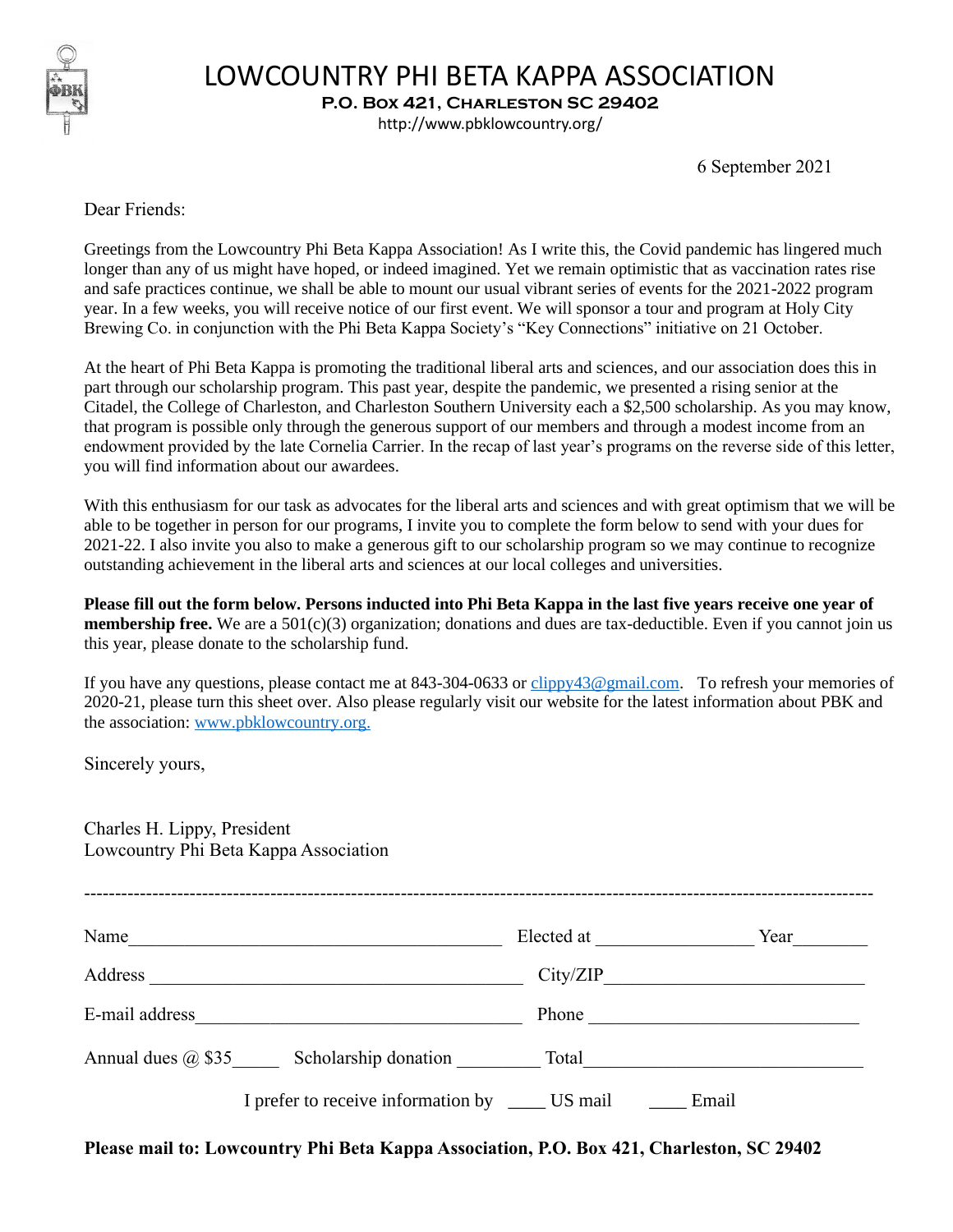# LOWCOUNTRY PHI BETA KAPPA ASSOCIATION

**P.O. Box 421, Charleston SC 29402**

http://www.pbklowcountry.org/

6 September 2021

Dear Friends:

Greetings from the Lowcountry Phi Beta Kappa Association! As I write this, the Covid pandemic has lingered much longer than any of us might have hoped, or indeed imagined. Yet we remain optimistic that as vaccination rates rise and safe practices continue, we shall be able to mount our usual vibrant series of events for the 2021-2022 program year. In a few weeks, you will receive notice of our first event. We will sponsor a tour and program at Holy City Brewing Co. in conjunction with the Phi Beta Kappa Society's "Key Connections" initiative on 21 October.

At the heart of Phi Beta Kappa is promoting the traditional liberal arts and sciences, and our association does this in part through our scholarship program. This past year, despite the pandemic, we presented a rising senior at the Citadel, the College of Charleston, and Charleston Southern University each a $2,500 scholarship. As you may know, that program is possible only through the generous support of our members and through a modest income from an endowment provided by the late Cornelia Carrier. In the recap of last year's programs on the reverse side of this letter, you will find information about our awardees.

With this enthusiasm for our task as advocates for the liberal arts and sciences and with great optimism that we will be able to be together in person for our programs, I invite you to complete the form below to send with your dues for 2021-22. I also invite you also to make a generous gift to our scholarship program so we may continue to recognize outstanding achievement in the liberal arts and sciences at our local colleges and universities.

**Please fill out the form below. Persons inducted into Phi Beta Kappa in the last five years receive one year of membership free.** We are a 501(c)(3) organization; donations and dues are tax-deductible. Even if you cannot join us this year, please donate to the scholarship fund.

If you have any questions, please contact me at 843-304-0633 or clippy43@gmail.com. To refresh your memories of 2020-21, please turn this sheet over. Also please regularly visit our website for the latest information about PBK and the association: www.pbklowcountry.org.

Sincerely yours,

Charles H. Lippy, President
Lowcountry Phi Beta Kappa Association

---

Name ________________________________________ Elected at ________________ Year________

Address ________________________________________ City/ZIP___________________________

E-mail address__________________________________ Phone ____________________________

Annual dues @ $35_____ Scholarship donation _________ Total______________________________

I prefer to receive information by ____ US mail ____ Email

**Please mail to: Lowcountry Phi Beta Kappa Association, P.O. Box 421, Charleston, SC 29402**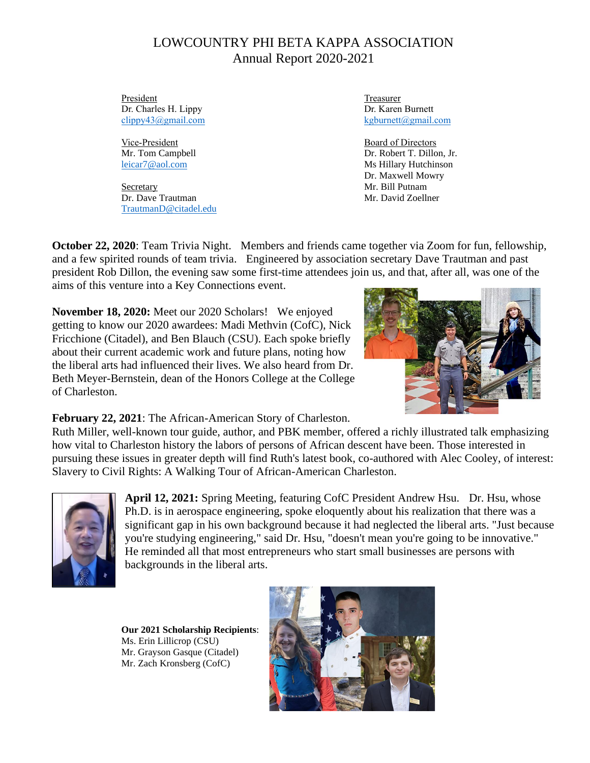# LOWCOUNTRY PHI BETA KAPPA ASSOCIATION
## Annual Report 2020-2021

President
Dr. Charles H. Lippy
clippy43@gmail.com

Vice-President
Mr. Tom Campbell
leicar7@aol.com

Secretary
Dr. Dave Trautman
TrautmanD@citadel.edu

Treasurer
Dr. Karen Burnett
kgburnett@gmail.com

Board of Directors
Dr. Robert T. Dillon, Jr.
Ms Hillary Hutchinson
Dr. Maxwell Mowry
Mr. Bill Putnam
Mr. David Zoellner

**October 22, 2020**: Team Trivia Night. Members and friends came together via Zoom for fun, fellowship, and a few spirited rounds of team trivia. Engineered by association secretary Dave Trautman and past president Rob Dillon, the evening saw some first-time attendees join us, and that, after all, was one of the aims of this venture into a Key Connections event.

**November 18, 2020:** Meet our 2020 Scholars! We enjoyed getting to know our 2020 awardees: Madi Methvin (CofC), Nick Fricchione (Citadel), and Ben Blauch (CSU). Each spoke briefly about their current academic work and future plans, noting how the liberal arts had influenced their lives. We also heard from Dr. Beth Meyer-Bernstein, dean of the Honors College at the College of Charleston.

**February 22, 2021**: The African-American Story of Charleston. Ruth Miller, well-known tour guide, author, and PBK member, offered a richly illustrated talk emphasizing how vital to Charleston history the labors of persons of African descent have been. Those interested in pursuing these issues in greater depth will find Ruth's latest book, co-authored with Alec Cooley, of interest: Slavery to Civil Rights: A Walking Tour of African-American Charleston.

**April 12, 2021:** Spring Meeting, featuring CofC President Andrew Hsu. Dr. Hsu, whose Ph.D. is in aerospace engineering, spoke eloquently about his realization that there was a significant gap in his own background because it had neglected the liberal arts. "Just because you're studying engineering," said Dr. Hsu, "doesn't mean you're going to be innovative." He reminded all that most entrepreneurs who start small businesses are persons with backgrounds in the liberal arts.

**Our 2021 Scholarship Recipients**:
Ms. Erin Lillicrop (CSU)
Mr. Grayson Gasque (Citadel)
Mr. Zach Kronsberg (CofC)